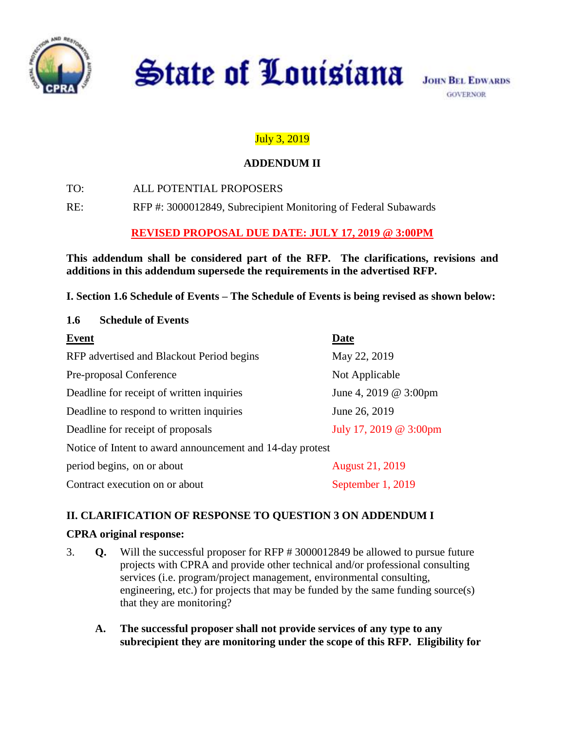State of Louisiana

JOHN BEL EDWARDS
GOVERNOR

July 3, 2019

**ADDENDUM II**

TO: ALL POTENTIAL PROPOSERS

RE: RFP #: 3000012849, Subrecipient Monitoring of Federal Subawards

**REVISED PROPOSAL DUE DATE: JULY 17, 2019 @ 3:00PM**

**This addendum shall be considered part of the RFP. The clarifications, revisions and additions in this addendum supersede the requirements in the advertised RFP.**

**I. Section 1.6 Schedule of Events – The Schedule of Events is being revised as shown below:**

**1.6 Schedule of Events**

| Event | Date |
|---|---|
| RFP advertised and Blackout Period begins | May 22, 2019 |
| Pre-proposal Conference | Not Applicable |
| Deadline for receipt of written inquiries | June 4, 2019 @ 3:00pm |
| Deadline to respond to written inquiries | June 26, 2019 |
| Deadline for receipt of proposals | July 17, 2019 @ 3:00pm |
| Notice of Intent to award announcement and 14-day protest period begins, on or about | August 21, 2019 |
| Contract execution on or about | September 1, 2019 |

**II. CLARIFICATION OF RESPONSE TO QUESTION 3 ON ADDENDUM I**

**CPRA original response:**

3. **Q.** Will the successful proposer for RFP # 3000012849 be allowed to pursue future projects with CPRA and provide other technical and/or professional consulting services (i.e. program/project management, environmental consulting, engineering, etc.) for projects that may be funded by the same funding source(s) that they are monitoring?

   **A. The successful proposer shall not provide services of any type to any subrecipient they are monitoring under the scope of this RFP. Eligibility for**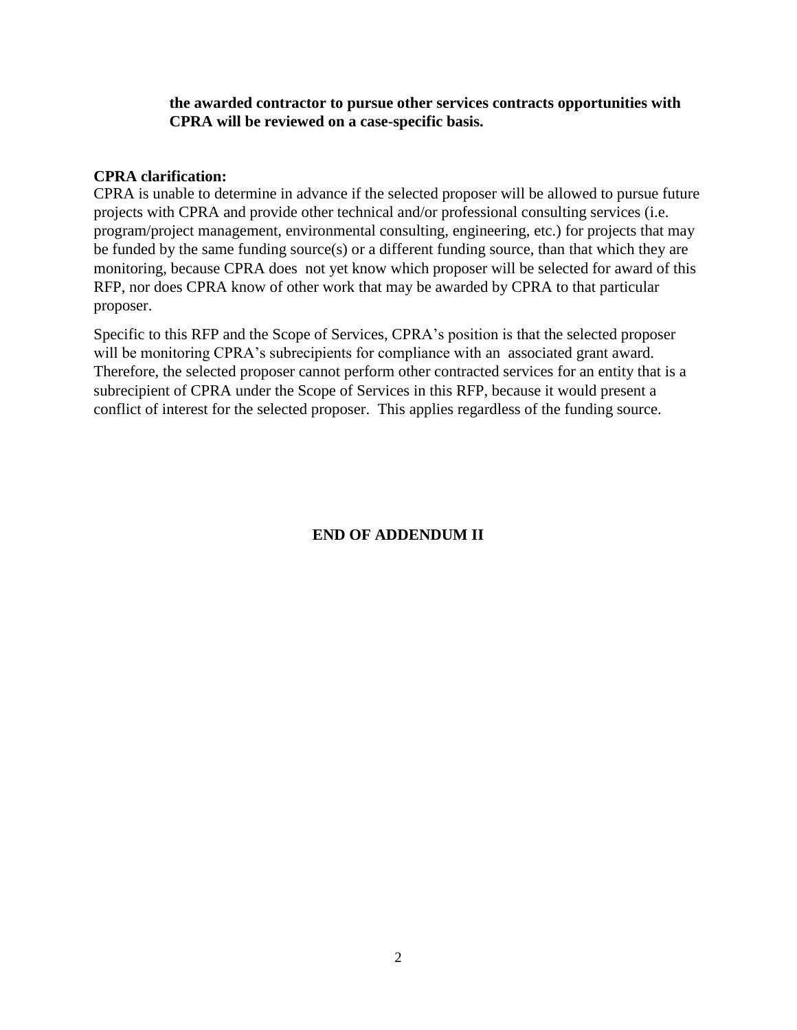**the awarded contractor to pursue other services contracts opportunities with CPRA will be reviewed on a case-specific basis.**

**CPRA clarification:**

CPRA is unable to determine in advance if the selected proposer will be allowed to pursue future projects with CPRA and provide other technical and/or professional consulting services (i.e. program/project management, environmental consulting, engineering, etc.) for projects that may be funded by the same funding source(s) or a different funding source, than that which they are monitoring, because CPRA does not yet know which proposer will be selected for award of this RFP, nor does CPRA know of other work that may be awarded by CPRA to that particular proposer.

Specific to this RFP and the Scope of Services, CPRA's position is that the selected proposer will be monitoring CPRA's subrecipients for compliance with an associated grant award. Therefore, the selected proposer cannot perform other contracted services for an entity that is a subrecipient of CPRA under the Scope of Services in this RFP, because it would present a conflict of interest for the selected proposer. This applies regardless of the funding source.

**END OF ADDENDUM II**